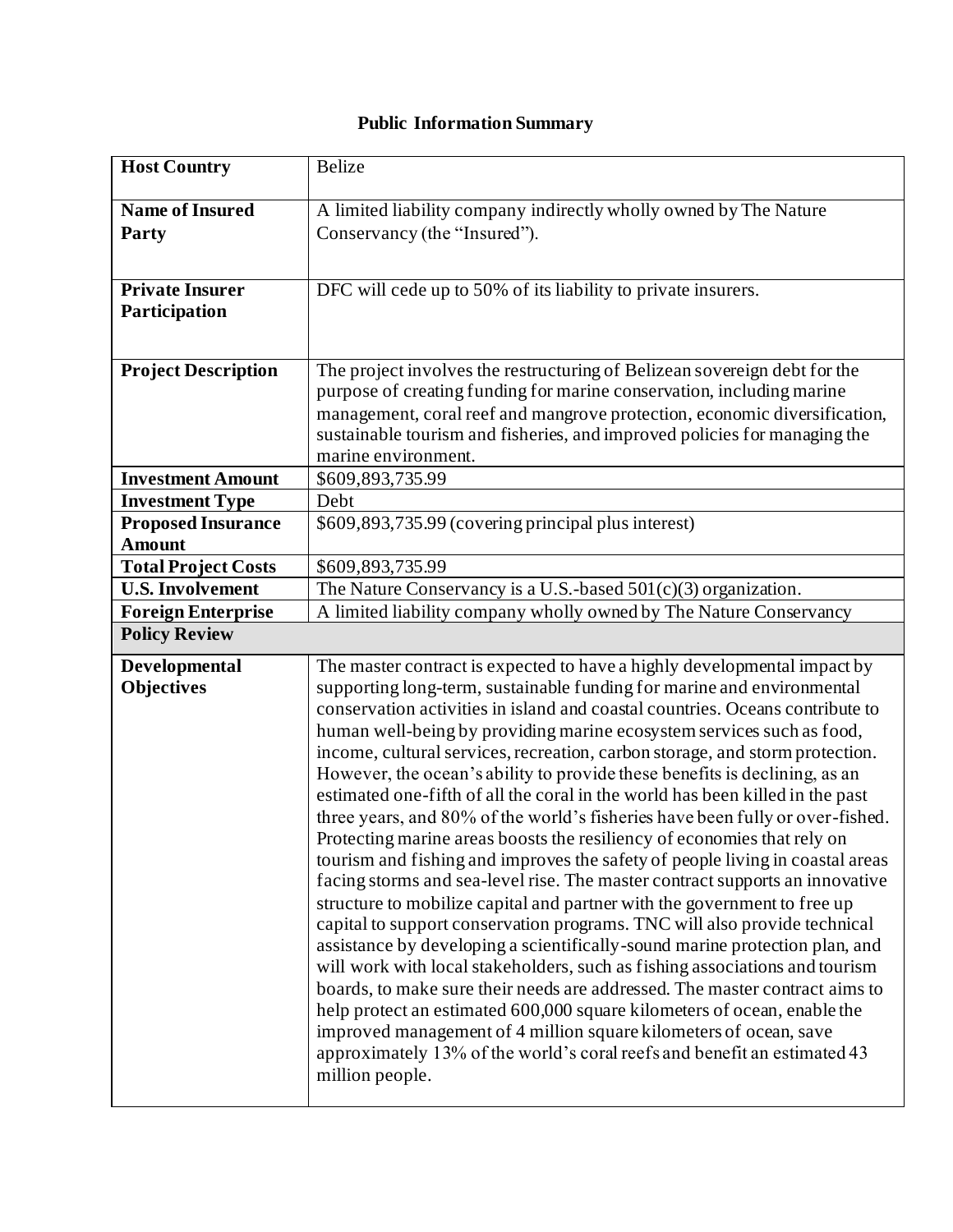# Public Information Summary

| **Host Country** | Belize |
|---|---|
| **Name of Insured Party** | A limited liability company indirectly wholly owned by The Nature Conservancy (the "Insured"). |
| **Private Insurer Participation** | DFC will cede up to 50% of its liability to private insurers. |
| **Project Description** | The project involves the restructuring of Belizean sovereign debt for the purpose of creating funding for marine conservation, including marine management, coral reef and mangrove protection, economic diversification, sustainable tourism and fisheries, and improved policies for managing the marine environment. |
| **Investment Amount** | $609,893,735.99 |
| **Investment Type** | Debt |
| **Proposed Insurance Amount** | $609,893,735.99 (covering principal plus interest) |
| **Total Project Costs** | $609,893,735.99 |
| **U.S. Involvement** | The Nature Conservancy is a U.S.-based 501(c)(3) organization. |
| **Foreign Enterprise** | A limited liability company wholly owned by The Nature Conservancy |
| **Policy Review** | |
| **Developmental Objectives** | The master contract is expected to have a highly developmental impact by supporting long-term, sustainable funding for marine and environmental conservation activities in island and coastal countries. Oceans contribute to human well-being by providing marine ecosystem services such as food, income, cultural services, recreation, carbon storage, and storm protection. However, the ocean's ability to provide these benefits is declining, as an estimated one-fifth of all the coral in the world has been killed in the past three years, and 80% of the world's fisheries have been fully or over-fished. Protecting marine areas boosts the resiliency of economies that rely on tourism and fishing and improves the safety of people living in coastal areas facing storms and sea-level rise. The master contract supports an innovative structure to mobilize capital and partner with the government to free up capital to support conservation programs. TNC will also provide technical assistance by developing a scientifically-sound marine protection plan, and will work with local stakeholders, such as fishing associations and tourism boards, to make sure their needs are addressed. The master contract aims to help protect an estimated 600,000 square kilometers of ocean, enable the improved management of 4 million square kilometers of ocean, save approximately 13% of the world's coral reefs and benefit an estimated 43 million people. |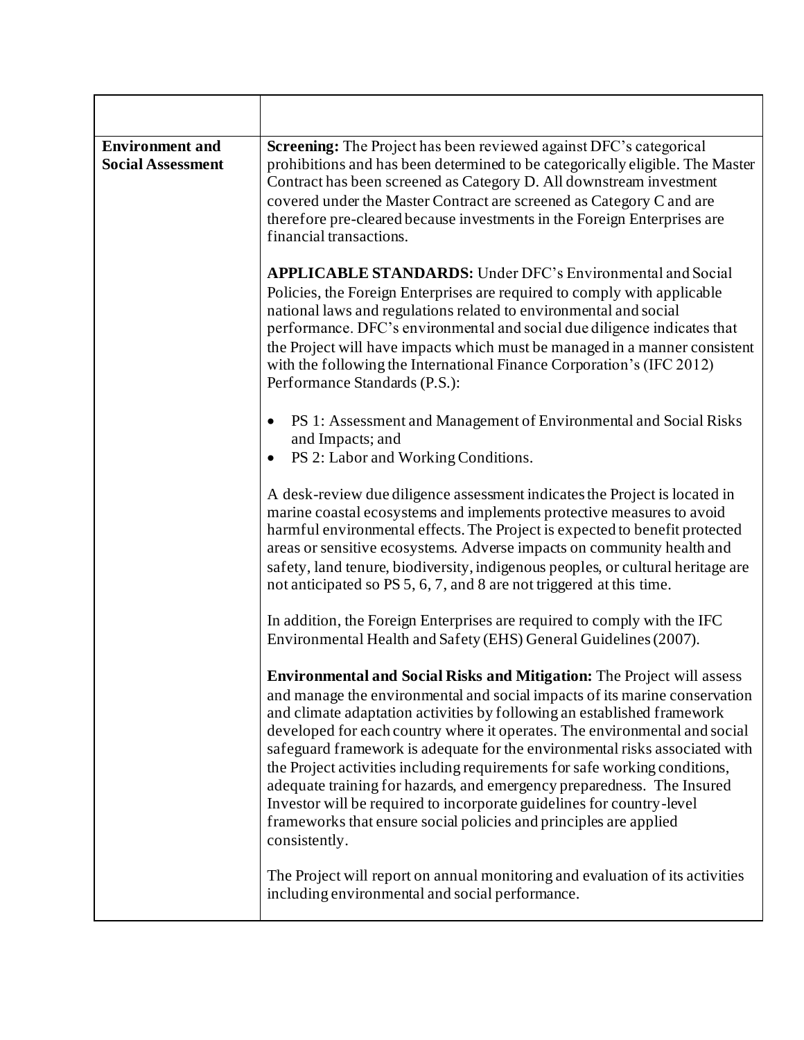| | |
|---|---|
| **Environment and Social Assessment** | **Screening:** The Project has been reviewed against DFC's categorical prohibitions and has been determined to be categorically eligible. The Master Contract has been screened as Category D. All downstream investment covered under the Master Contract are screened as Category C and are therefore pre-cleared because investments in the Foreign Enterprises are financial transactions.<br><br>**APPLICABLE STANDARDS:** Under DFC's Environmental and Social Policies, the Foreign Enterprises are required to comply with applicable national laws and regulations related to environmental and social performance. DFC's environmental and social due diligence indicates that the Project will have impacts which must be managed in a manner consistent with the following the International Finance Corporation's (IFC 2012) Performance Standards (P.S.):<br><br>• PS 1: Assessment and Management of Environmental and Social Risks and Impacts; and<br>• PS 2: Labor and Working Conditions.<br><br>A desk-review due diligence assessment indicates the Project is located in marine coastal ecosystems and implements protective measures to avoid harmful environmental effects. The Project is expected to benefit protected areas or sensitive ecosystems. Adverse impacts on community health and safety, land tenure, biodiversity, indigenous peoples, or cultural heritage are not anticipated so PS 5, 6, 7, and 8 are not triggered at this time.<br><br>In addition, the Foreign Enterprises are required to comply with the IFC Environmental Health and Safety (EHS) General Guidelines (2007).<br><br>**Environmental and Social Risks and Mitigation:** The Project will assess and manage the environmental and social impacts of its marine conservation and climate adaptation activities by following an established framework developed for each country where it operates. The environmental and social safeguard framework is adequate for the environmental risks associated with the Project activities including requirements for safe working conditions, adequate training for hazards, and emergency preparedness. The Insured Investor will be required to incorporate guidelines for country-level frameworks that ensure social policies and principles are applied consistently.<br><br>The Project will report on annual monitoring and evaluation of its activities including environmental and social performance. |